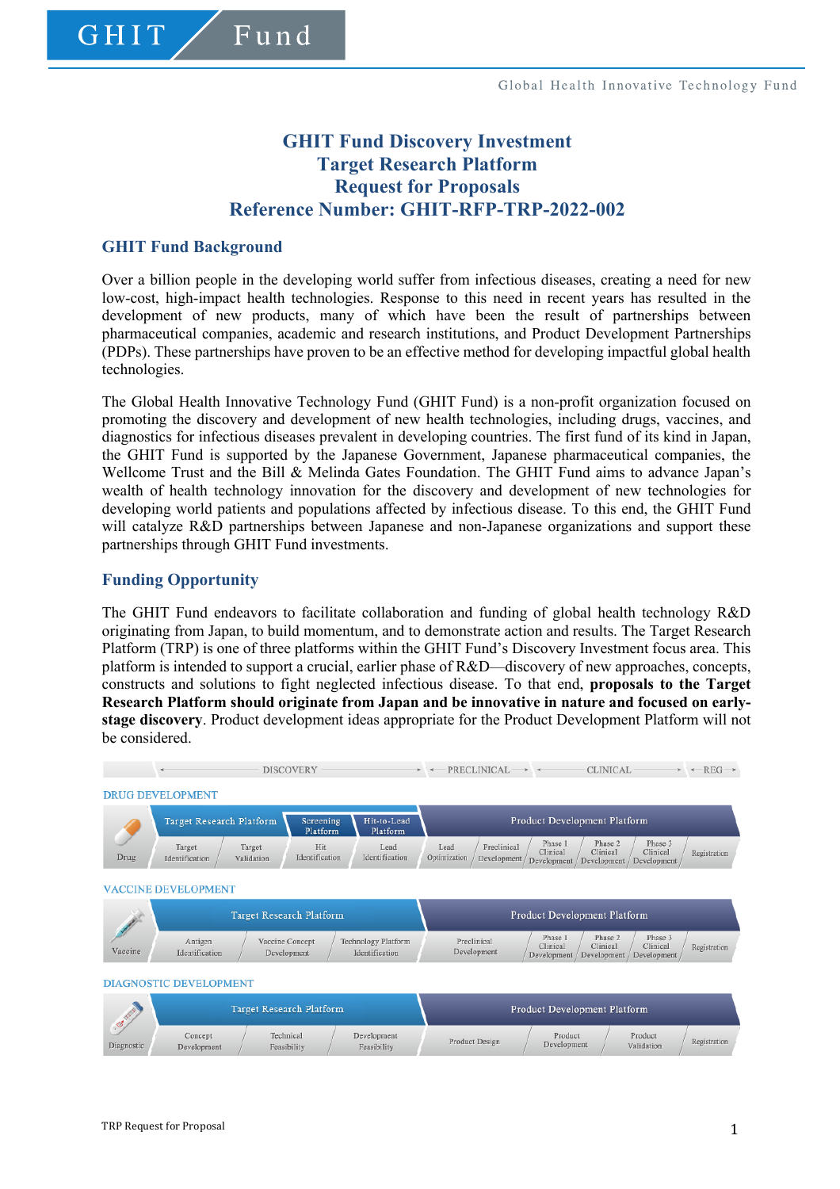# GHIT Fund Discovery Investment
# Target Research Platform
# Request for Proposals
# Reference Number: GHIT-RFP-TRP-2022-002

## GHIT Fund Background

Over a billion people in the developing world suffer from infectious diseases, creating a need for new low-cost, high-impact health technologies. Response to this need in recent years has resulted in the development of new products, many of which have been the result of partnerships between pharmaceutical companies, academic and research institutions, and Product Development Partnerships (PDPs). These partnerships have proven to be an effective method for developing impactful global health technologies.

The Global Health Innovative Technology Fund (GHIT Fund) is a non-profit organization focused on promoting the discovery and development of new health technologies, including drugs, vaccines, and diagnostics for infectious diseases prevalent in developing countries. The first fund of its kind in Japan, the GHIT Fund is supported by the Japanese Government, Japanese pharmaceutical companies, the Wellcome Trust and the Bill & Melinda Gates Foundation. The GHIT Fund aims to advance Japan's wealth of health technology innovation for the discovery and development of new technologies for developing world patients and populations affected by infectious disease. To this end, the GHIT Fund will catalyze R&D partnerships between Japanese and non-Japanese organizations and support these partnerships through GHIT Fund investments.

## Funding Opportunity

The GHIT Fund endeavors to facilitate collaboration and funding of global health technology R&D originating from Japan, to build momentum, and to demonstrate action and results. The Target Research Platform (TRP) is one of three platforms within the GHIT Fund's Discovery Investment focus area. This platform is intended to support a crucial, earlier phase of R&D—discovery of new approaches, concepts, constructs and solutions to fight neglected infectious disease. To that end, **proposals to the Target Research Platform should originate from Japan and be innovative in nature and focused on early-stage discovery**. Product development ideas appropriate for the Product Development Platform will not be considered.

DISCOVERY → PRECLINICAL → CLINICAL → REG

**DRUG DEVELOPMENT**

| | Target Research Platform | | Screening Platform | Hit-to-Lead Platform | Product Development Platform | | | | | |
|---|---|---|---|---|---|---|---|---|---|---|
| Drug | Target Identification | Target Validation | Hit Identification | Lead Identification | Lead Optimization | Preclinical Development | Phase 1 Clinical Development | Phase 2 Clinical Development | Phase 3 Clinical Development | Registration |

**VACCINE DEVELOPMENT**

| | Target Research Platform | | | Product Development Platform | | | | |
|---|---|---|---|---|---|---|---|---|
| Vaccine | Antigen Identification | Vaccine Concept Development | Technology Platform Identification | Preclinical Development | Phase 1 Clinical Development | Phase 2 Clinical Development | Phase 3 Clinical Development | Registration |

**DIAGNOSTIC DEVELOPMENT**

| | Target Research Platform | | | Product Development Platform | | | |
|---|---|---|---|---|---|---|---|
| Diagnostic | Concept Development | Technical Feasibility | Development Feasibility | Product Design | Product Development | Product Validation | Registration |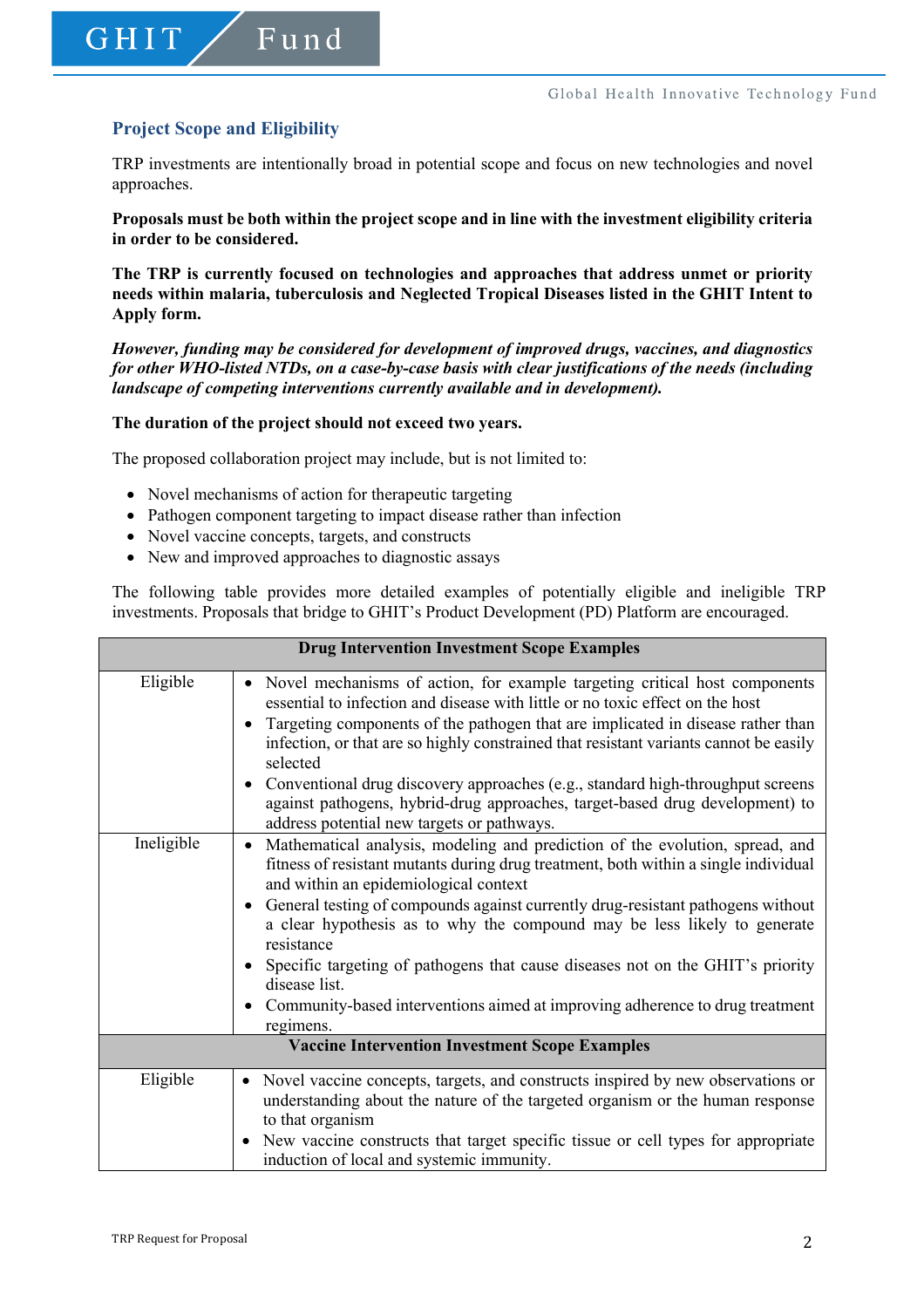## Project Scope and Eligibility

TRP investments are intentionally broad in potential scope and focus on new technologies and novel approaches.

**Proposals must be both within the project scope and in line with the investment eligibility criteria in order to be considered.**

**The TRP is currently focused on technologies and approaches that address unmet or priority needs within malaria, tuberculosis and Neglected Tropical Diseases listed in the GHIT Intent to Apply form.**

***However, funding may be considered for development of improved drugs, vaccines, and diagnostics for other WHO-listed NTDs, on a case-by-case basis with clear justifications of the needs (including landscape of competing interventions currently available and in development).***

**The duration of the project should not exceed two years.**

The proposed collaboration project may include, but is not limited to:

- Novel mechanisms of action for therapeutic targeting
- Pathogen component targeting to impact disease rather than infection
- Novel vaccine concepts, targets, and constructs
- New and improved approaches to diagnostic assays

The following table provides more detailed examples of potentially eligible and ineligible TRP investments. Proposals that bridge to GHIT's Product Development (PD) Platform are encouraged.

| **Drug Intervention Investment Scope Examples** | |
|---|---|
| Eligible | • Novel mechanisms of action, for example targeting critical host components essential to infection and disease with little or no toxic effect on the host<br>• Targeting components of the pathogen that are implicated in disease rather than infection, or that are so highly constrained that resistant variants cannot be easily selected<br>• Conventional drug discovery approaches (e.g., standard high-throughput screens against pathogens, hybrid-drug approaches, target-based drug development) to address potential new targets or pathways. |
| Ineligible | • Mathematical analysis, modeling and prediction of the evolution, spread, and fitness of resistant mutants during drug treatment, both within a single individual and within an epidemiological context<br>• General testing of compounds against currently drug-resistant pathogens without a clear hypothesis as to why the compound may be less likely to generate resistance<br>• Specific targeting of pathogens that cause diseases not on the GHIT's priority disease list.<br>• Community-based interventions aimed at improving adherence to drug treatment regimens. |
| **Vaccine Intervention Investment Scope Examples** | |
| Eligible | • Novel vaccine concepts, targets, and constructs inspired by new observations or understanding about the nature of the targeted organism or the human response to that organism<br>• New vaccine constructs that target specific tissue or cell types for appropriate induction of local and systemic immunity. |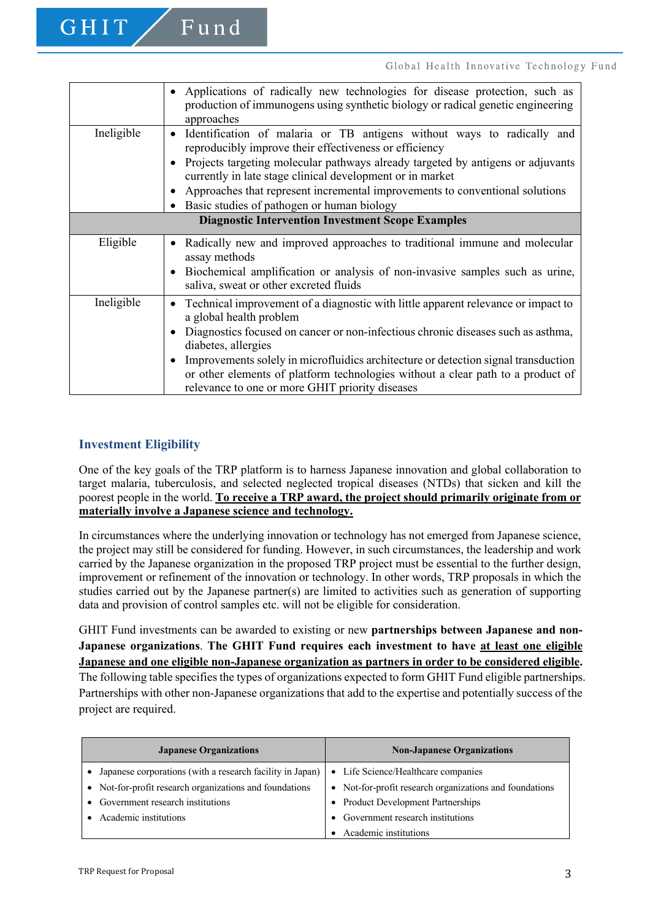| | |
|---|---|
| | • Applications of radically new technologies for disease protection, such as production of immunogens using synthetic biology or radical genetic engineering approaches |
| Ineligible | • Identification of malaria or TB antigens without ways to radically and reproducibly improve their effectiveness or efficiency<br>• Projects targeting molecular pathways already targeted by antigens or adjuvants currently in late stage clinical development or in market<br>• Approaches that represent incremental improvements to conventional solutions<br>• Basic studies of pathogen or human biology |
| **Diagnostic Intervention Investment Scope Examples** | |
| Eligible | • Radically new and improved approaches to traditional immune and molecular assay methods<br>• Biochemical amplification or analysis of non-invasive samples such as urine, saliva, sweat or other excreted fluids |
| Ineligible | • Technical improvement of a diagnostic with little apparent relevance or impact to a global health problem<br>• Diagnostics focused on cancer or non-infectious chronic diseases such as asthma, diabetes, allergies<br>• Improvements solely in microfluidics architecture or detection signal transduction or other elements of platform technologies without a clear path to a product of relevance to one or more GHIT priority diseases |

## Investment Eligibility

One of the key goals of the TRP platform is to harness Japanese innovation and global collaboration to target malaria, tuberculosis, and selected neglected tropical diseases (NTDs) that sicken and kill the poorest people in the world. **To receive a TRP award, the project should primarily originate from or materially involve a Japanese science and technology.**

In circumstances where the underlying innovation or technology has not emerged from Japanese science, the project may still be considered for funding. However, in such circumstances, the leadership and work carried by the Japanese organization in the proposed TRP project must be essential to the further design, improvement or refinement of the innovation or technology. In other words, TRP proposals in which the studies carried out by the Japanese partner(s) are limited to activities such as generation of supporting data and provision of control samples etc. will not be eligible for consideration.

GHIT Fund investments can be awarded to existing or new **partnerships between Japanese and non-Japanese organizations**. **The GHIT Fund requires each investment to have at least one eligible Japanese and one eligible non-Japanese organization as partners in order to be considered eligible.** The following table specifies the types of organizations expected to form GHIT Fund eligible partnerships. Partnerships with other non-Japanese organizations that add to the expertise and potentially success of the project are required.

| Japanese Organizations | Non-Japanese Organizations |
|---|---|
| • Japanese corporations (with a research facility in Japan)<br>• Not-for-profit research organizations and foundations<br>• Government research institutions<br>• Academic institutions | • Life Science/Healthcare companies<br>• Not-for-profit research organizations and foundations<br>• Product Development Partnerships<br>• Government research institutions<br>• Academic institutions |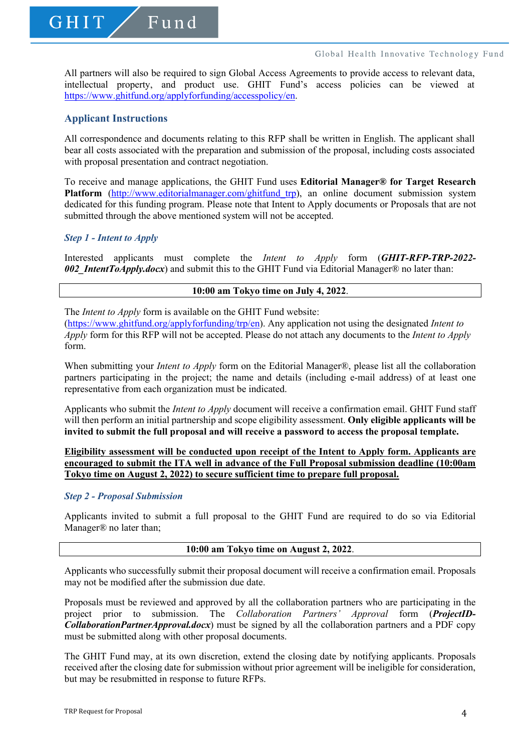All partners will also be required to sign Global Access Agreements to provide access to relevant data, intellectual property, and product use. GHIT Fund's access policies can be viewed at https://www.ghitfund.org/applyforfunding/accesspolicy/en.

## Applicant Instructions

All correspondence and documents relating to this RFP shall be written in English. The applicant shall bear all costs associated with the preparation and submission of the proposal, including costs associated with proposal presentation and contract negotiation.

To receive and manage applications, the GHIT Fund uses **Editorial Manager® for Target Research Platform** (http://www.editorialmanager.com/ghitfund_trp), an online document submission system dedicated for this funding program. Please note that Intent to Apply documents or Proposals that are not submitted through the above mentioned system will not be accepted.

### *Step 1 - Intent to Apply*

Interested applicants must complete the *Intent to Apply* form (***GHIT-RFP-TRP-2022-002_IntentToApply.docx***) and submit this to the GHIT Fund via Editorial Manager® no later than:

**10:00 am Tokyo time on July 4, 2022**.

The *Intent to Apply* form is available on the GHIT Fund website: (https://www.ghitfund.org/applyforfunding/trp/en). Any application not using the designated *Intent to Apply* form for this RFP will not be accepted. Please do not attach any documents to the *Intent to Apply* form.

When submitting your *Intent to Apply* form on the Editorial Manager®, please list all the collaboration partners participating in the project; the name and details (including e-mail address) of at least one representative from each organization must be indicated.

Applicants who submit the *Intent to Apply* document will receive a confirmation email. GHIT Fund staff will then perform an initial partnership and scope eligibility assessment. **Only eligible applicants will be invited to submit the full proposal and will receive a password to access the proposal template.**

**Eligibility assessment will be conducted upon receipt of the Intent to Apply form. Applicants are encouraged to submit the ITA well in advance of the Full Proposal submission deadline (10:00am Tokyo time on August 2, 2022) to secure sufficient time to prepare full proposal.**

### *Step 2 - Proposal Submission*

Applicants invited to submit a full proposal to the GHIT Fund are required to do so via Editorial Manager® no later than;

**10:00 am Tokyo time on August 2, 2022**.

Applicants who successfully submit their proposal document will receive a confirmation email. Proposals may not be modified after the submission due date.

Proposals must be reviewed and approved by all the collaboration partners who are participating in the project prior to submission. The *Collaboration Partners' Approval* form (***ProjectID-CollaborationPartnerApproval.docx***) must be signed by all the collaboration partners and a PDF copy must be submitted along with other proposal documents.

The GHIT Fund may, at its own discretion, extend the closing date by notifying applicants. Proposals received after the closing date for submission without prior agreement will be ineligible for consideration, but may be resubmitted in response to future RFPs.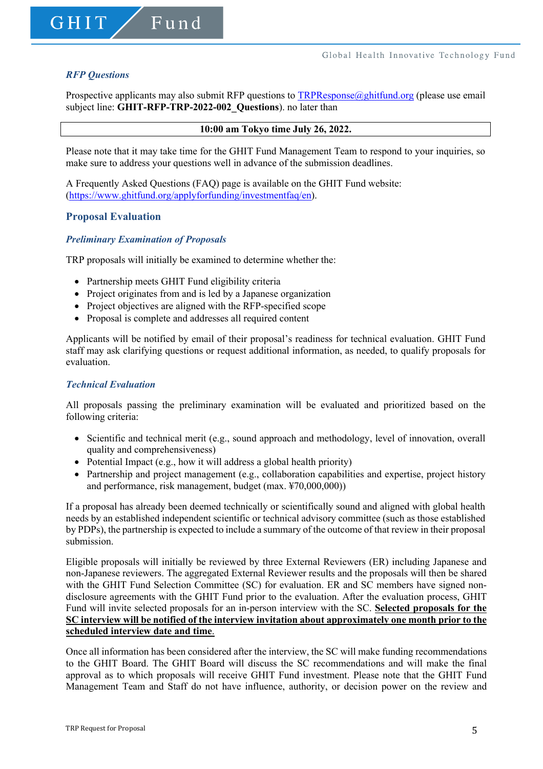### *RFP Questions*

Prospective applicants may also submit RFP questions to TRPResponse@ghitfund.org (please use email subject line: **GHIT-RFP-TRP-2022-002_Questions**). no later than

| **10:00 am Tokyo time July 26, 2022.** |
|---|

Please note that it may take time for the GHIT Fund Management Team to respond to your inquiries, so make sure to address your questions well in advance of the submission deadlines.

A Frequently Asked Questions (FAQ) page is available on the GHIT Fund website: (https://www.ghitfund.org/applyforfunding/investmentfaq/en).

## Proposal Evaluation

### *Preliminary Examination of Proposals*

TRP proposals will initially be examined to determine whether the:

- Partnership meets GHIT Fund eligibility criteria
- Project originates from and is led by a Japanese organization
- Project objectives are aligned with the RFP-specified scope
- Proposal is complete and addresses all required content

Applicants will be notified by email of their proposal's readiness for technical evaluation. GHIT Fund staff may ask clarifying questions or request additional information, as needed, to qualify proposals for evaluation.

### *Technical Evaluation*

All proposals passing the preliminary examination will be evaluated and prioritized based on the following criteria:

- Scientific and technical merit (e.g., sound approach and methodology, level of innovation, overall quality and comprehensiveness)
- Potential Impact (e.g., how it will address a global health priority)
- Partnership and project management (e.g., collaboration capabilities and expertise, project history and performance, risk management, budget (max. ¥70,000,000))

If a proposal has already been deemed technically or scientifically sound and aligned with global health needs by an established independent scientific or technical advisory committee (such as those established by PDPs), the partnership is expected to include a summary of the outcome of that review in their proposal submission.

Eligible proposals will initially be reviewed by three External Reviewers (ER) including Japanese and non-Japanese reviewers. The aggregated External Reviewer results and the proposals will then be shared with the GHIT Fund Selection Committee (SC) for evaluation. ER and SC members have signed non-disclosure agreements with the GHIT Fund prior to the evaluation. After the evaluation process, GHIT Fund will invite selected proposals for an in-person interview with the SC. **Selected proposals for the SC interview will be notified of the interview invitation about approximately one month prior to the scheduled interview date and time.**

Once all information has been considered after the interview, the SC will make funding recommendations to the GHIT Board. The GHIT Board will discuss the SC recommendations and will make the final approval as to which proposals will receive GHIT Fund investment. Please note that the GHIT Fund Management Team and Staff do not have influence, authority, or decision power on the review and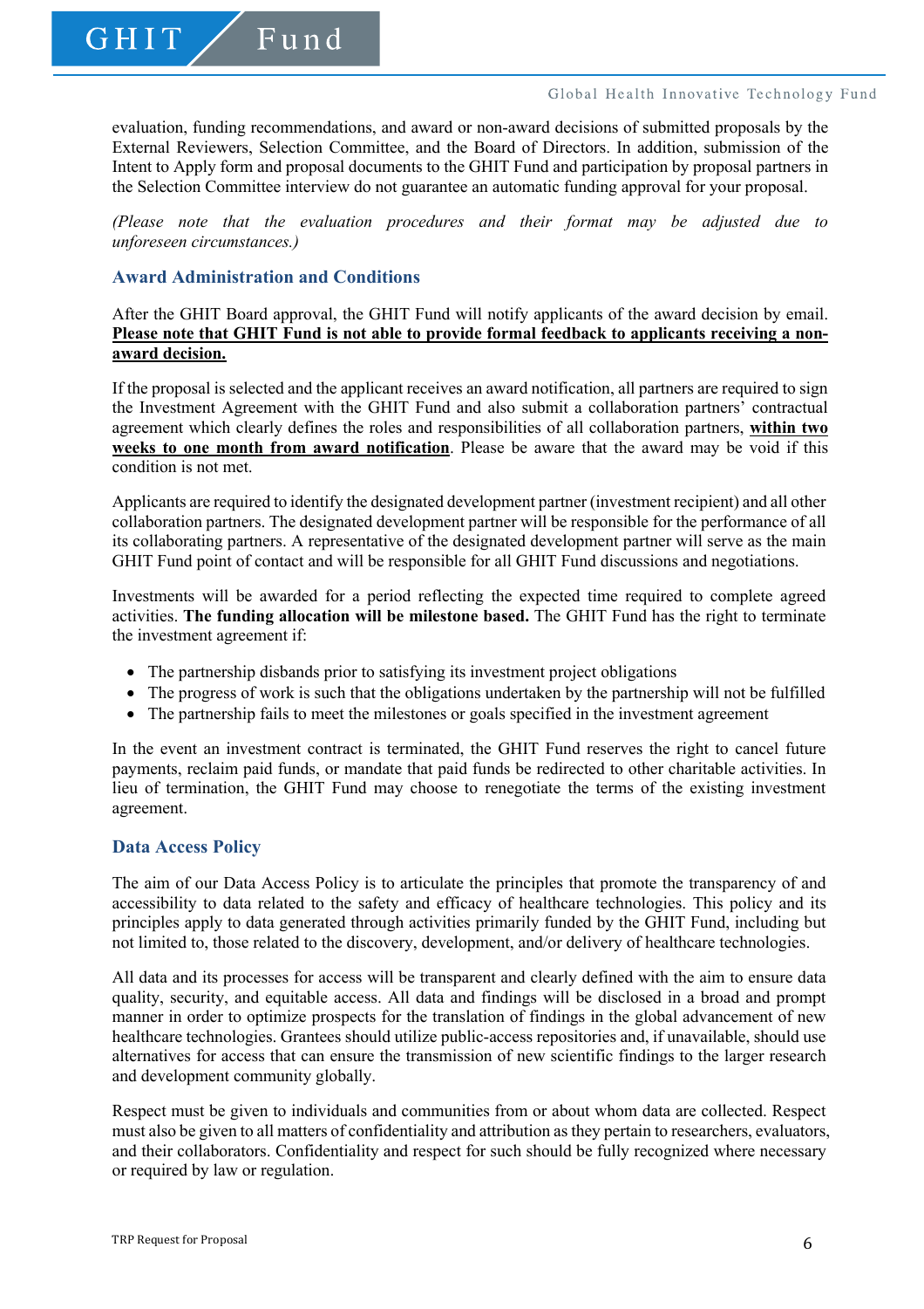evaluation, funding recommendations, and award or non-award decisions of submitted proposals by the External Reviewers, Selection Committee, and the Board of Directors. In addition, submission of the Intent to Apply form and proposal documents to the GHIT Fund and participation by proposal partners in the Selection Committee interview do not guarantee an automatic funding approval for your proposal.

*(Please note that the evaluation procedures and their format may be adjusted due to unforeseen circumstances.)*

## Award Administration and Conditions

After the GHIT Board approval, the GHIT Fund will notify applicants of the award decision by email. **Please note that GHIT Fund is not able to provide formal feedback to applicants receiving a non-award decision.**

If the proposal is selected and the applicant receives an award notification, all partners are required to sign the Investment Agreement with the GHIT Fund and also submit a collaboration partners' contractual agreement which clearly defines the roles and responsibilities of all collaboration partners, **within two weeks to one month from award notification**. Please be aware that the award may be void if this condition is not met.

Applicants are required to identify the designated development partner (investment recipient) and all other collaboration partners. The designated development partner will be responsible for the performance of all its collaborating partners. A representative of the designated development partner will serve as the main GHIT Fund point of contact and will be responsible for all GHIT Fund discussions and negotiations.

Investments will be awarded for a period reflecting the expected time required to complete agreed activities. **The funding allocation will be milestone based.** The GHIT Fund has the right to terminate the investment agreement if:

- The partnership disbands prior to satisfying its investment project obligations
- The progress of work is such that the obligations undertaken by the partnership will not be fulfilled
- The partnership fails to meet the milestones or goals specified in the investment agreement

In the event an investment contract is terminated, the GHIT Fund reserves the right to cancel future payments, reclaim paid funds, or mandate that paid funds be redirected to other charitable activities. In lieu of termination, the GHIT Fund may choose to renegotiate the terms of the existing investment agreement.

## Data Access Policy

The aim of our Data Access Policy is to articulate the principles that promote the transparency of and accessibility to data related to the safety and efficacy of healthcare technologies. This policy and its principles apply to data generated through activities primarily funded by the GHIT Fund, including but not limited to, those related to the discovery, development, and/or delivery of healthcare technologies.

All data and its processes for access will be transparent and clearly defined with the aim to ensure data quality, security, and equitable access. All data and findings will be disclosed in a broad and prompt manner in order to optimize prospects for the translation of findings in the global advancement of new healthcare technologies. Grantees should utilize public-access repositories and, if unavailable, should use alternatives for access that can ensure the transmission of new scientific findings to the larger research and development community globally.

Respect must be given to individuals and communities from or about whom data are collected. Respect must also be given to all matters of confidentiality and attribution as they pertain to researchers, evaluators, and their collaborators. Confidentiality and respect for such should be fully recognized where necessary or required by law or regulation.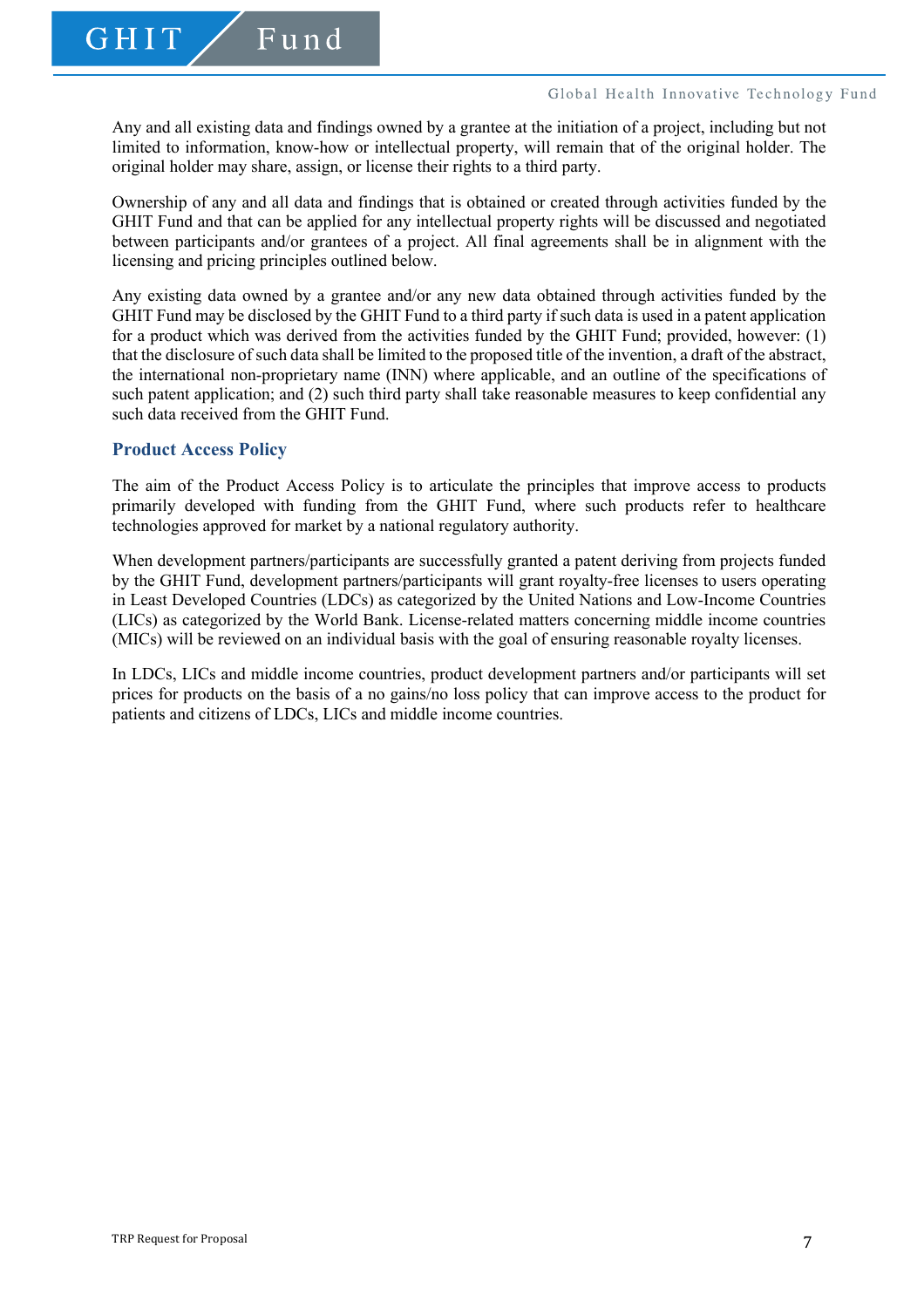Any and all existing data and findings owned by a grantee at the initiation of a project, including but not limited to information, know-how or intellectual property, will remain that of the original holder. The original holder may share, assign, or license their rights to a third party.

Ownership of any and all data and findings that is obtained or created through activities funded by the GHIT Fund and that can be applied for any intellectual property rights will be discussed and negotiated between participants and/or grantees of a project. All final agreements shall be in alignment with the licensing and pricing principles outlined below.

Any existing data owned by a grantee and/or any new data obtained through activities funded by the GHIT Fund may be disclosed by the GHIT Fund to a third party if such data is used in a patent application for a product which was derived from the activities funded by the GHIT Fund; provided, however: (1) that the disclosure of such data shall be limited to the proposed title of the invention, a draft of the abstract, the international non-proprietary name (INN) where applicable, and an outline of the specifications of such patent application; and (2) such third party shall take reasonable measures to keep confidential any such data received from the GHIT Fund.

### Product Access Policy

The aim of the Product Access Policy is to articulate the principles that improve access to products primarily developed with funding from the GHIT Fund, where such products refer to healthcare technologies approved for market by a national regulatory authority.

When development partners/participants are successfully granted a patent deriving from projects funded by the GHIT Fund, development partners/participants will grant royalty-free licenses to users operating in Least Developed Countries (LDCs) as categorized by the United Nations and Low-Income Countries (LICs) as categorized by the World Bank. License-related matters concerning middle income countries (MICs) will be reviewed on an individual basis with the goal of ensuring reasonable royalty licenses.

In LDCs, LICs and middle income countries, product development partners and/or participants will set prices for products on the basis of a no gains/no loss policy that can improve access to the product for patients and citizens of LDCs, LICs and middle income countries.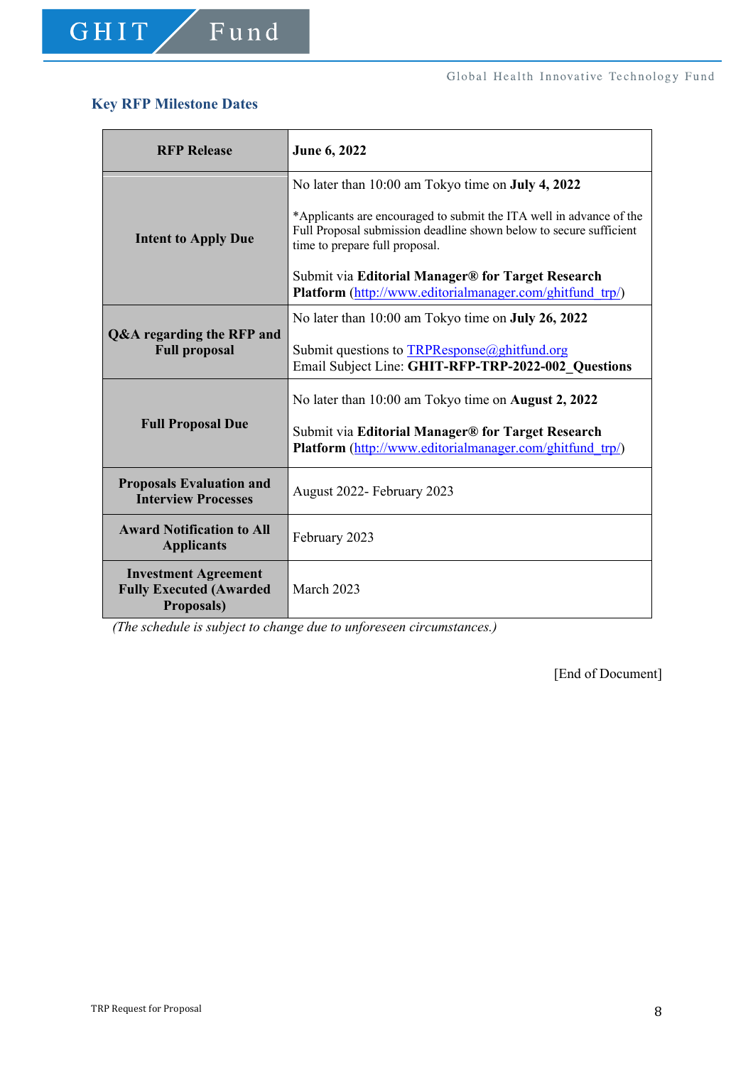## Key RFP Milestone Dates

| | |
|---|---|
| **RFP Release** | **June 6, 2022** |
| **Intent to Apply Due** | No later than 10:00 am Tokyo time on **July 4, 2022**<br><br>*Applicants are encouraged to submit the ITA well in advance of the Full Proposal submission deadline shown below to secure sufficient time to prepare full proposal.<br><br>Submit via **Editorial Manager® for Target Research Platform** (http://www.editorialmanager.com/ghitfund_trp/) |
| **Q&A regarding the RFP and Full proposal** | No later than 10:00 am Tokyo time on **July 26, 2022**<br><br>Submit questions to TRPResponse@ghitfund.org<br>Email Subject Line: **GHIT-RFP-TRP-2022-002_Questions** |
| **Full Proposal Due** | No later than 10:00 am Tokyo time on **August 2, 2022**<br><br>Submit via **Editorial Manager® for Target Research Platform** (http://www.editorialmanager.com/ghitfund_trp/) |
| **Proposals Evaluation and Interview Processes** | August 2022- February 2023 |
| **Award Notification to All Applicants** | February 2023 |
| **Investment Agreement Fully Executed (Awarded Proposals)** | March 2023 |

*(The schedule is subject to change due to unforeseen circumstances.)*

[End of Document]